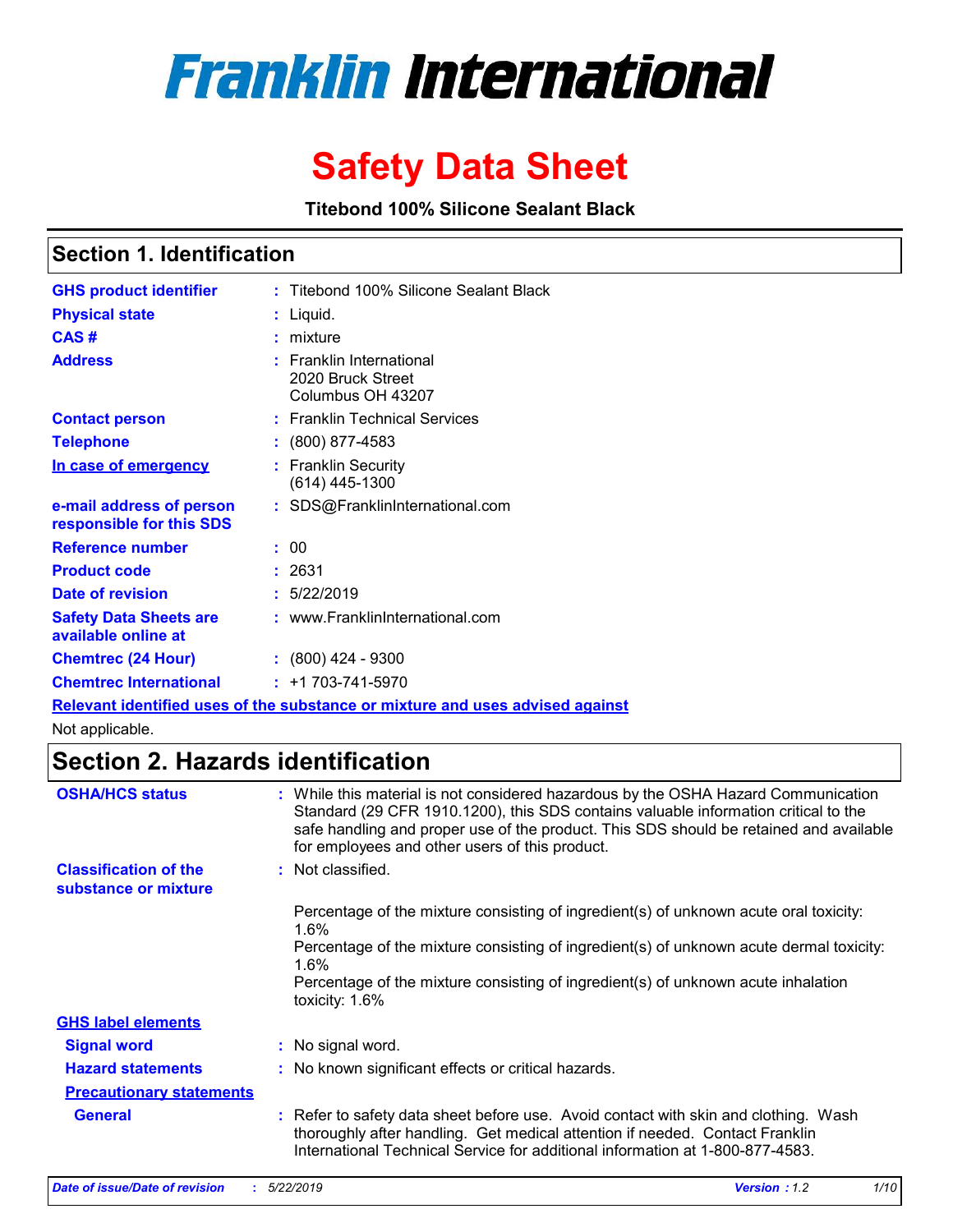# Franklin International

# Safety Data Sheet

**Titebond 100% Silicone Sealant Black**

## Section 1. Identification

| | |
|---|---|
| **GHS product identifier** | : Titebond 100% Silicone Sealant Black |
| **Physical state** | : Liquid. |
| **CAS #** | : mixture |
| **Address** | : Franklin International<br>2020 Bruck Street<br>Columbus OH 43207 |
| **Contact person** | : Franklin Technical Services |
| **Telephone** | : (800) 877-4583 |
| **In case of emergency** | : Franklin Security<br>(614) 445-1300 |
| **e-mail address of person responsible for this SDS** | : SDS@FranklinInternational.com |
| **Reference number** | : 00 |
| **Product code** | : 2631 |
| **Date of revision** | : 5/22/2019 |
| **Safety Data Sheets are available online at** | : www.FranklinInternational.com |
| **Chemtrec (24 Hour)** | : (800) 424 - 9300 |
| **Chemtrec International** | : +1 703-741-5970 |

**Relevant identified uses of the substance or mixture and uses advised against**

Not applicable.

## Section 2. Hazards identification

**OSHA/HCS status** : While this material is not considered hazardous by the OSHA Hazard Communication Standard (29 CFR 1910.1200), this SDS contains valuable information critical to the safe handling and proper use of the product. This SDS should be retained and available for employees and other users of this product.

**Classification of the substance or mixture** : Not classified.

Percentage of the mixture consisting of ingredient(s) of unknown acute oral toxicity: 1.6%
Percentage of the mixture consisting of ingredient(s) of unknown acute dermal toxicity: 1.6%
Percentage of the mixture consisting of ingredient(s) of unknown acute inhalation toxicity: 1.6%

**GHS label elements**

**Signal word** : No signal word.

**Hazard statements** : No known significant effects or critical hazards.

**Precautionary statements**

**General** : Refer to safety data sheet before use. Avoid contact with skin and clothing. Wash thoroughly after handling. Get medical attention if needed. Contact Franklin International Technical Service for additional information at 1-800-877-4583.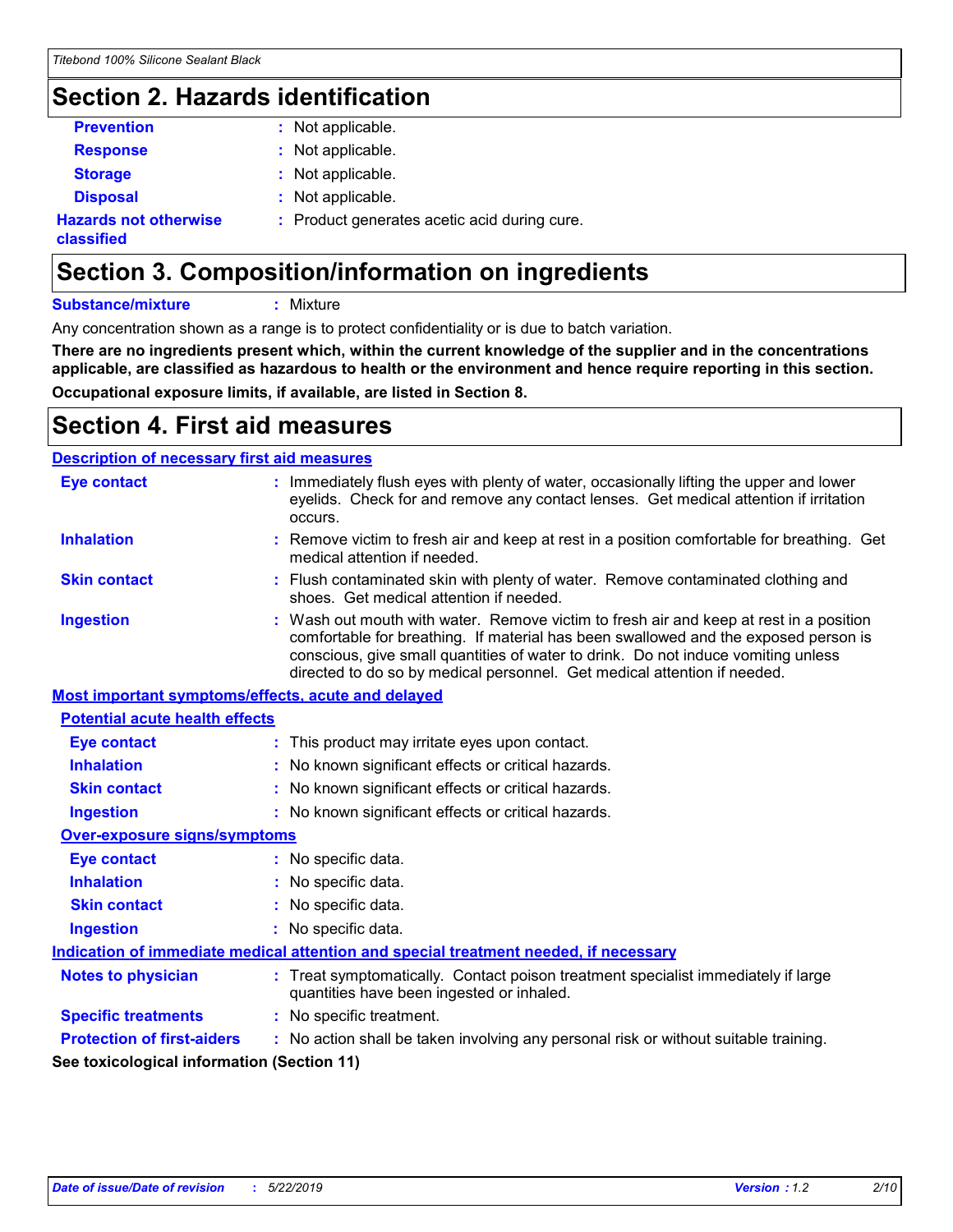## Section 2. Hazards identification

| | |
|---|---|
| **Prevention** | Not applicable. |
| **Response** | Not applicable. |
| **Storage** | Not applicable. |
| **Disposal** | Not applicable. |
| **Hazards not otherwise classified** | Product generates acetic acid during cure. |

## Section 3. Composition/information on ingredients

**Substance/mixture** : Mixture

Any concentration shown as a range is to protect confidentiality or is due to batch variation.

**There are no ingredients present which, within the current knowledge of the supplier and in the concentrations applicable, are classified as hazardous to health or the environment and hence require reporting in this section.**

**Occupational exposure limits, if available, are listed in Section 8.**

## Section 4. First aid measures

### Description of necessary first aid measures

| | |
|---|---|
| **Eye contact** | Immediately flush eyes with plenty of water, occasionally lifting the upper and lower eyelids. Check for and remove any contact lenses. Get medical attention if irritation occurs. |
| **Inhalation** | Remove victim to fresh air and keep at rest in a position comfortable for breathing. Get medical attention if needed. |
| **Skin contact** | Flush contaminated skin with plenty of water. Remove contaminated clothing and shoes. Get medical attention if needed. |
| **Ingestion** | Wash out mouth with water. Remove victim to fresh air and keep at rest in a position comfortable for breathing. If material has been swallowed and the exposed person is conscious, give small quantities of water to drink. Do not induce vomiting unless directed to do so by medical personnel. Get medical attention if needed. |

### Most important symptoms/effects, acute and delayed

#### Potential acute health effects

| | |
|---|---|
| **Eye contact** | This product may irritate eyes upon contact. |
| **Inhalation** | No known significant effects or critical hazards. |
| **Skin contact** | No known significant effects or critical hazards. |
| **Ingestion** | No known significant effects or critical hazards. |

#### Over-exposure signs/symptoms

| | |
|---|---|
| **Eye contact** | No specific data. |
| **Inhalation** | No specific data. |
| **Skin contact** | No specific data. |
| **Ingestion** | No specific data. |

### Indication of immediate medical attention and special treatment needed, if necessary

| | |
|---|---|
| **Notes to physician** | Treat symptomatically. Contact poison treatment specialist immediately if large quantities have been ingested or inhaled. |
| **Specific treatments** | No specific treatment. |
| **Protection of first-aiders** | No action shall be taken involving any personal risk or without suitable training. |

**See toxicological information (Section 11)**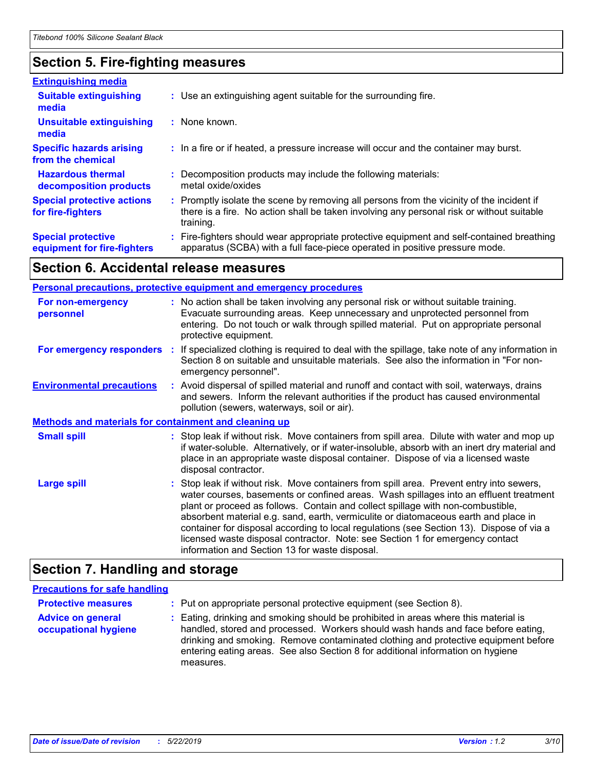## Section 5. Fire-fighting measures

**Extinguishing media**

**Suitable extinguishing media** : Use an extinguishing agent suitable for the surrounding fire.

**Unsuitable extinguishing media** : None known.

**Specific hazards arising from the chemical** : In a fire or if heated, a pressure increase will occur and the container may burst.

**Hazardous thermal decomposition products** : Decomposition products may include the following materials: metal oxide/oxides

**Special protective actions for fire-fighters** : Promptly isolate the scene by removing all persons from the vicinity of the incident if there is a fire. No action shall be taken involving any personal risk or without suitable training.

**Special protective equipment for fire-fighters** : Fire-fighters should wear appropriate protective equipment and self-contained breathing apparatus (SCBA) with a full face-piece operated in positive pressure mode.

## Section 6. Accidental release measures

**Personal precautions, protective equipment and emergency procedures**

**For non-emergency personnel** : No action shall be taken involving any personal risk or without suitable training. Evacuate surrounding areas. Keep unnecessary and unprotected personnel from entering. Do not touch or walk through spilled material. Put on appropriate personal protective equipment.

**For emergency responders** : If specialized clothing is required to deal with the spillage, take note of any information in Section 8 on suitable and unsuitable materials. See also the information in "For non-emergency personnel".

**Environmental precautions** : Avoid dispersal of spilled material and runoff and contact with soil, waterways, drains and sewers. Inform the relevant authorities if the product has caused environmental pollution (sewers, waterways, soil or air).

**Methods and materials for containment and cleaning up**

**Small spill** : Stop leak if without risk. Move containers from spill area. Dilute with water and mop up if water-soluble. Alternatively, or if water-insoluble, absorb with an inert dry material and place in an appropriate waste disposal container. Dispose of via a licensed waste disposal contractor.

**Large spill** : Stop leak if without risk. Move containers from spill area. Prevent entry into sewers, water courses, basements or confined areas. Wash spillages into an effluent treatment plant or proceed as follows. Contain and collect spillage with non-combustible, absorbent material e.g. sand, earth, vermiculite or diatomaceous earth and place in container for disposal according to local regulations (see Section 13). Dispose of via a licensed waste disposal contractor. Note: see Section 1 for emergency contact information and Section 13 for waste disposal.

## Section 7. Handling and storage

**Precautions for safe handling**

**Protective measures** : Put on appropriate personal protective equipment (see Section 8).

**Advice on general occupational hygiene** : Eating, drinking and smoking should be prohibited in areas where this material is handled, stored and processed. Workers should wash hands and face before eating, drinking and smoking. Remove contaminated clothing and protective equipment before entering eating areas. See also Section 8 for additional information on hygiene measures.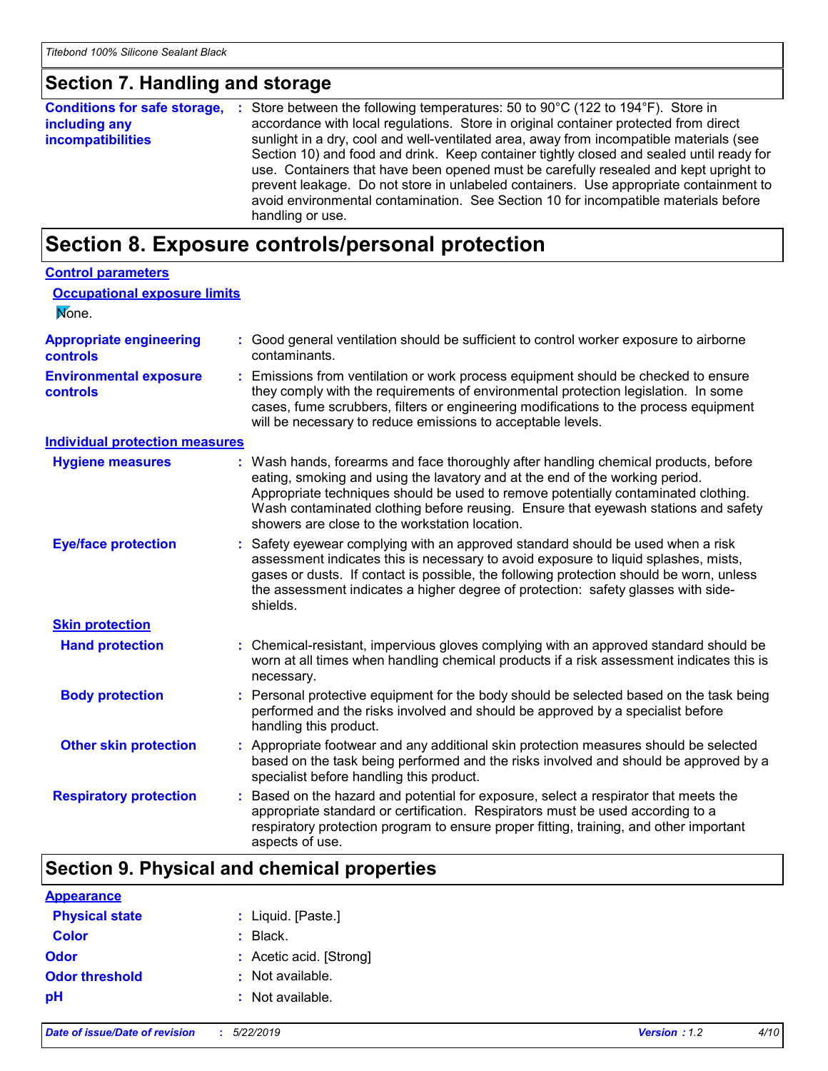## Section 7. Handling and storage

**Conditions for safe storage, including any incompatibilities** : Store between the following temperatures: 50 to 90°C (122 to 194°F). Store in accordance with local regulations. Store in original container protected from direct sunlight in a dry, cool and well-ventilated area, away from incompatible materials (see Section 10) and food and drink. Keep container tightly closed and sealed until ready for use. Containers that have been opened must be carefully resealed and kept upright to prevent leakage. Do not store in unlabeled containers. Use appropriate containment to avoid environmental contamination. See Section 10 for incompatible materials before handling or use.

## Section 8. Exposure controls/personal protection

**Control parameters**

**Occupational exposure limits**

None.

**Appropriate engineering controls** : Good general ventilation should be sufficient to control worker exposure to airborne contaminants.

**Environmental exposure controls** : Emissions from ventilation or work process equipment should be checked to ensure they comply with the requirements of environmental protection legislation. In some cases, fume scrubbers, filters or engineering modifications to the process equipment will be necessary to reduce emissions to acceptable levels.

**Individual protection measures**

**Hygiene measures** : Wash hands, forearms and face thoroughly after handling chemical products, before eating, smoking and using the lavatory and at the end of the working period. Appropriate techniques should be used to remove potentially contaminated clothing. Wash contaminated clothing before reusing. Ensure that eyewash stations and safety showers are close to the workstation location.

**Eye/face protection** : Safety eyewear complying with an approved standard should be used when a risk assessment indicates this is necessary to avoid exposure to liquid splashes, mists, gases or dusts. If contact is possible, the following protection should be worn, unless the assessment indicates a higher degree of protection: safety glasses with side-shields.

**Skin protection**

**Hand protection** : Chemical-resistant, impervious gloves complying with an approved standard should be worn at all times when handling chemical products if a risk assessment indicates this is necessary.

**Body protection** : Personal protective equipment for the body should be selected based on the task being performed and the risks involved and should be approved by a specialist before handling this product.

**Other skin protection** : Appropriate footwear and any additional skin protection measures should be selected based on the task being performed and the risks involved and should be approved by a specialist before handling this product.

**Respiratory protection** : Based on the hazard and potential for exposure, select a respirator that meets the appropriate standard or certification. Respirators must be used according to a respiratory protection program to ensure proper fitting, training, and other important aspects of use.

## Section 9. Physical and chemical properties

**Appearance**

**Physical state** : Liquid. [Paste.]

**Color** : Black.

**Odor** : Acetic acid. [Strong]

**Odor threshold** : Not available.

**pH** : Not available.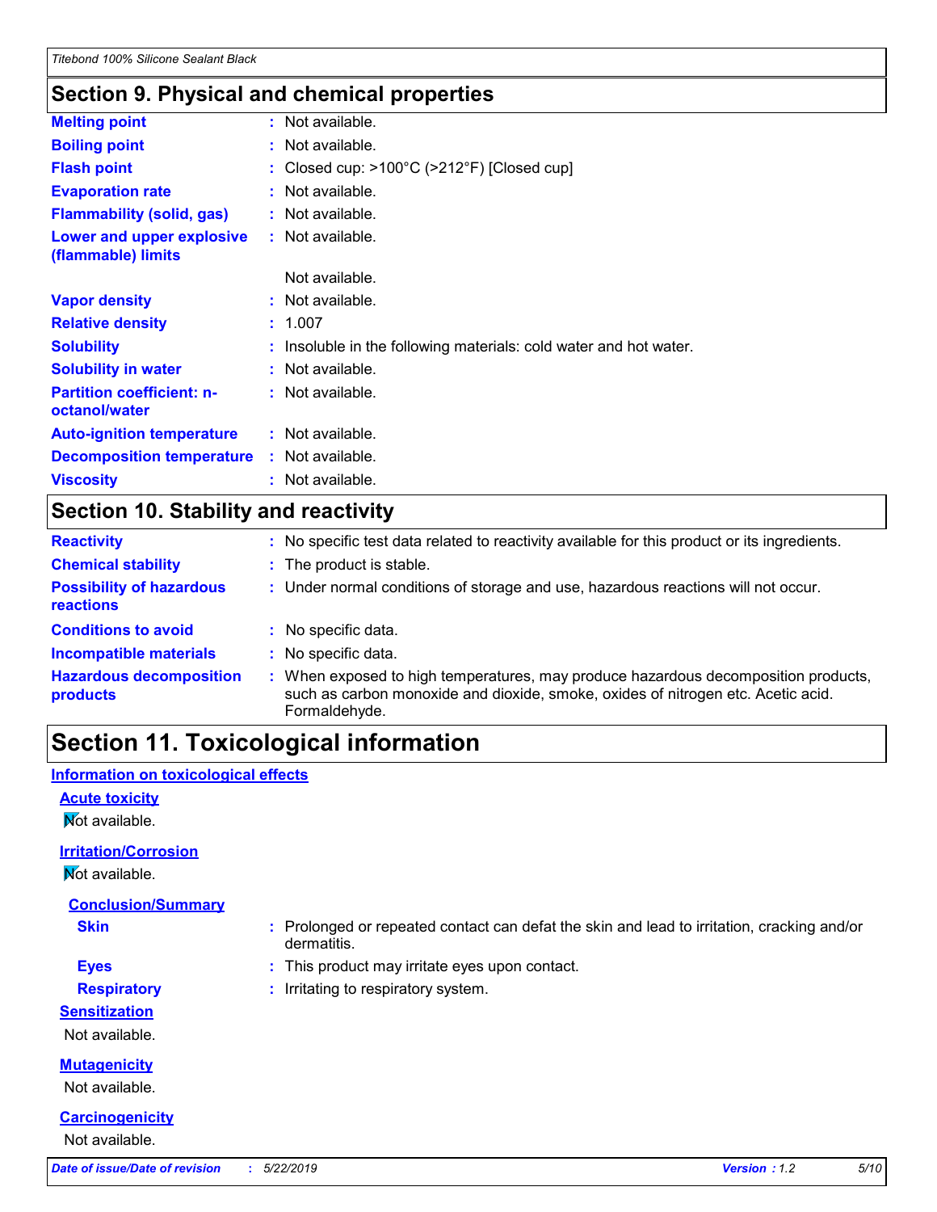## Section 9. Physical and chemical properties

| | | |
|---|---|---|
| **Melting point** | : | Not available. |
| **Boiling point** | : | Not available. |
| **Flash point** | : | Closed cup: >100°C (>212°F) [Closed cup] |
| **Evaporation rate** | : | Not available. |
| **Flammability (solid, gas)** | : | Not available. |
| **Lower and upper explosive (flammable) limits** | : | Not available. |
| | | Not available. |
| **Vapor density** | : | Not available. |
| **Relative density** | : | 1.007 |
| **Solubility** | : | Insoluble in the following materials: cold water and hot water. |
| **Solubility in water** | : | Not available. |
| **Partition coefficient: n-octanol/water** | : | Not available. |
| **Auto-ignition temperature** | : | Not available. |
| **Decomposition temperature** | : | Not available. |
| **Viscosity** | : | Not available. |

## Section 10. Stability and reactivity

| | | |
|---|---|---|
| **Reactivity** | : | No specific test data related to reactivity available for this product or its ingredients. |
| **Chemical stability** | : | The product is stable. |
| **Possibility of hazardous reactions** | : | Under normal conditions of storage and use, hazardous reactions will not occur. |
| **Conditions to avoid** | : | No specific data. |
| **Incompatible materials** | : | No specific data. |
| **Hazardous decomposition products** | : | When exposed to high temperatures, may produce hazardous decomposition products, such as carbon monoxide and dioxide, smoke, oxides of nitrogen etc. Acetic acid. Formaldehyde. |

# Section 11. Toxicological information

### Information on toxicological effects

**Acute toxicity**

Not available.

**Irritation/Corrosion**

Not available.

**Conclusion/Summary**

| | | |
|---|---|---|
| **Skin** | : | Prolonged or repeated contact can defat the skin and lead to irritation, cracking and/or dermatitis. |
| **Eyes** | : | This product may irritate eyes upon contact. |
| **Respiratory** | : | Irritating to respiratory system. |

**Sensitization**

Not available.

**Mutagenicity**

Not available.

**Carcinogenicity**

Not available.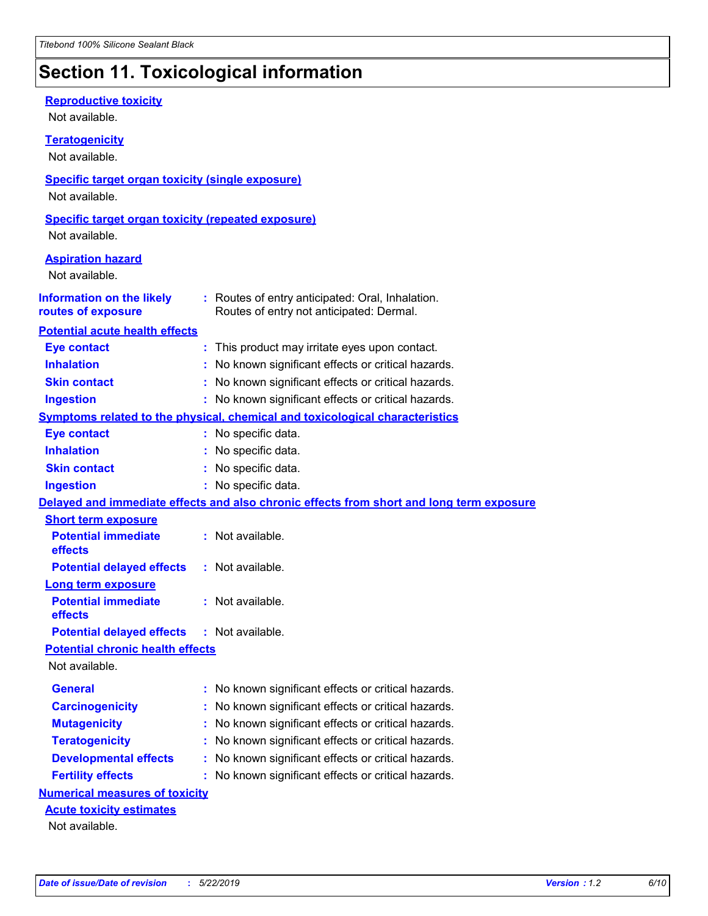# Section 11. Toxicological information

**Reproductive toxicity**

Not available.

**Teratogenicity**

Not available.

**Specific target organ toxicity (single exposure)**

Not available.

**Specific target organ toxicity (repeated exposure)**

Not available.

**Aspiration hazard**

Not available.

**Information on the likely routes of exposure** : Routes of entry anticipated: Oral, Inhalation.
Routes of entry not anticipated: Dermal.

**Potential acute health effects**

- **Eye contact** : This product may irritate eyes upon contact.
- **Inhalation** : No known significant effects or critical hazards.
- **Skin contact** : No known significant effects or critical hazards.
- **Ingestion** : No known significant effects or critical hazards.

**Symptoms related to the physical, chemical and toxicological characteristics**

- **Eye contact** : No specific data.
- **Inhalation** : No specific data.
- **Skin contact** : No specific data.
- **Ingestion** : No specific data.

**Delayed and immediate effects and also chronic effects from short and long term exposure**

**Short term exposure**

- **Potential immediate effects** : Not available.
- **Potential delayed effects** : Not available.

**Long term exposure**

- **Potential immediate effects** : Not available.
- **Potential delayed effects** : Not available.

**Potential chronic health effects**

Not available.

- **General** : No known significant effects or critical hazards.
- **Carcinogenicity** : No known significant effects or critical hazards.
- **Mutagenicity** : No known significant effects or critical hazards.
- **Teratogenicity** : No known significant effects or critical hazards.
- **Developmental effects** : No known significant effects or critical hazards.
- **Fertility effects** : No known significant effects or critical hazards.

**Numerical measures of toxicity**

**Acute toxicity estimates**

Not available.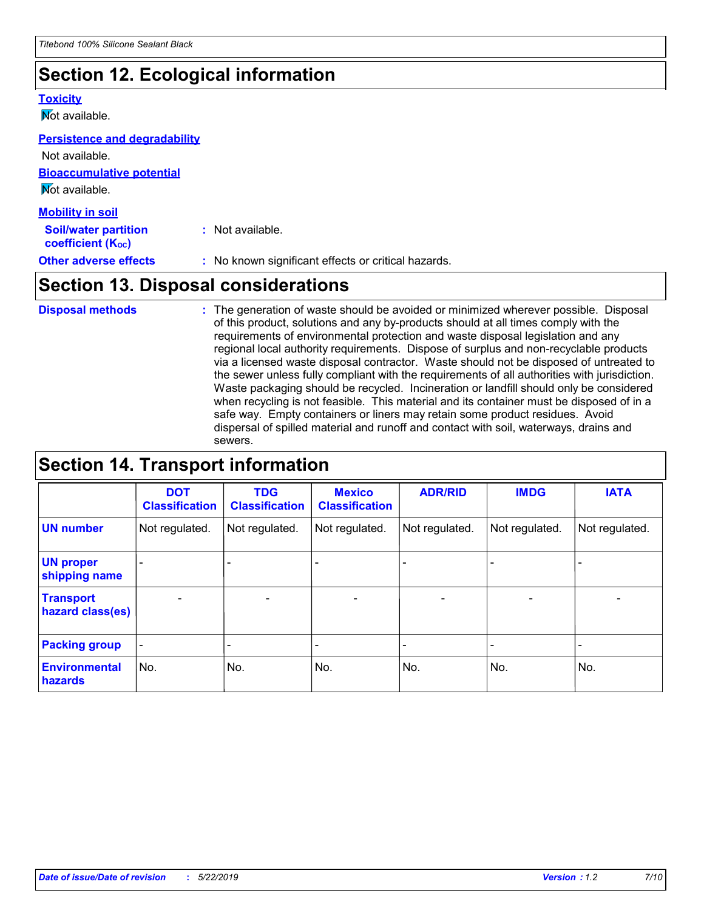## Section 12. Ecological information

**Toxicity**

Not available.

**Persistence and degradability**

Not available.

**Bioaccumulative potential**

Not available.

**Mobility in soil**

**Soil/water partition coefficient ($K_{OC}$)** : Not available.

**Other adverse effects** : No known significant effects or critical hazards.

## Section 13. Disposal considerations

**Disposal methods** : The generation of waste should be avoided or minimized wherever possible. Disposal of this product, solutions and any by-products should at all times comply with the requirements of environmental protection and waste disposal legislation and any regional local authority requirements. Dispose of surplus and non-recyclable products via a licensed waste disposal contractor. Waste should not be disposed of untreated to the sewer unless fully compliant with the requirements of all authorities with jurisdiction. Waste packaging should be recycled. Incineration or landfill should only be considered when recycling is not feasible. This material and its container must be disposed of in a safe way. Empty containers or liners may retain some product residues. Avoid dispersal of spilled material and runoff and contact with soil, waterways, drains and sewers.

## Section 14. Transport information

| | DOT Classification | TDG Classification | Mexico Classification | ADR/RID | IMDG | IATA |
|---|---|---|---|---|---|---|
| **UN number** | Not regulated. | Not regulated. | Not regulated. | Not regulated. | Not regulated. | Not regulated. |
| **UN proper shipping name** | - | - | - | - | - | - |
| **Transport hazard class(es)** | - | - | - | - | - | - |
| **Packing group** | - | - | - | - | - | - |
| **Environmental hazards** | No. | No. | No. | No. | No. | No. |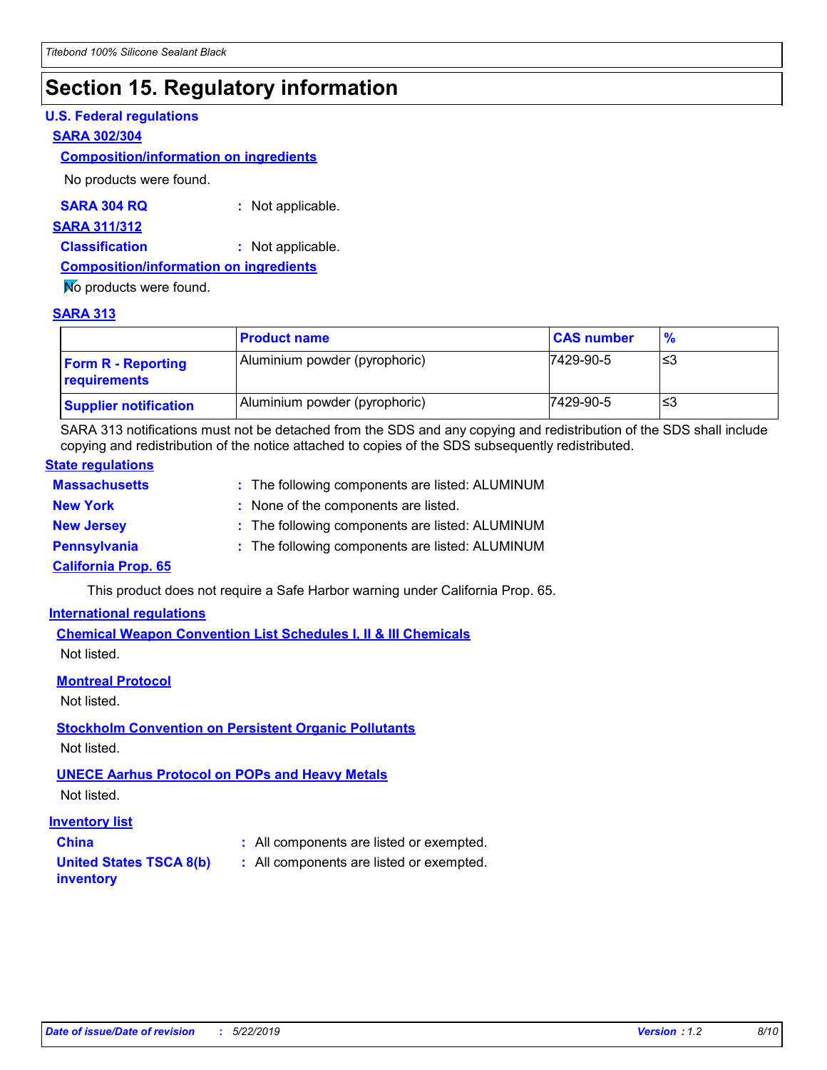# Section 15. Regulatory information

**U.S. Federal regulations**

**SARA 302/304**

**Composition/information on ingredients**

No products were found.

**SARA 304 RQ** : Not applicable.

**SARA 311/312**

**Classification** : Not applicable.

**Composition/information on ingredients**

No products were found.

**SARA 313**

| | Product name | CAS number | % |
|---|---|---|---|
| **Form R - Reporting requirements** | Aluminium powder (pyrophoric) | 7429-90-5 | ≤3 |
| **Supplier notification** | Aluminium powder (pyrophoric) | 7429-90-5 | ≤3 |

SARA 313 notifications must not be detached from the SDS and any copying and redistribution of the SDS shall include copying and redistribution of the notice attached to copies of the SDS subsequently redistributed.

**State regulations**

**Massachusetts** : The following components are listed: ALUMINUM

**New York** : None of the components are listed.

**New Jersey** : The following components are listed: ALUMINUM

**Pennsylvania** : The following components are listed: ALUMINUM

**California Prop. 65**

This product does not require a Safe Harbor warning under California Prop. 65.

**International regulations**

**Chemical Weapon Convention List Schedules I, II & III Chemicals**

Not listed.

**Montreal Protocol**

Not listed.

**Stockholm Convention on Persistent Organic Pollutants**

Not listed.

**UNECE Aarhus Protocol on POPs and Heavy Metals**

Not listed.

**Inventory list**

**China** : All components are listed or exempted.

**United States TSCA 8(b) inventory** : All components are listed or exempted.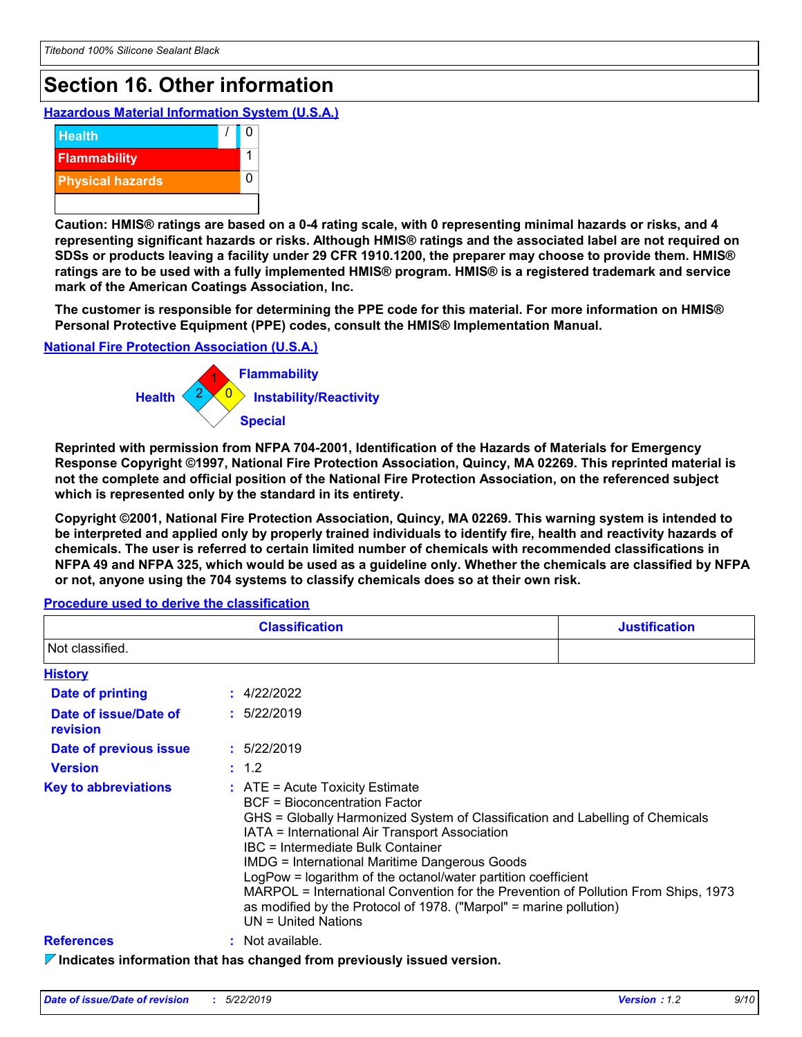# Section 16. Other information

**Hazardous Material Information System (U.S.A.)**

| | |
|---|---|
| Health | / 0 |
| Flammability | 1 |
| Physical hazards | 0 |
| | |

**Caution: HMIS® ratings are based on a 0-4 rating scale, with 0 representing minimal hazards or risks, and 4 representing significant hazards or risks. Although HMIS® ratings and the associated label are not required on SDSs or products leaving a facility under 29 CFR 1910.1200, the preparer may choose to provide them. HMIS® ratings are to be used with a fully implemented HMIS® program. HMIS® is a registered trademark and service mark of the American Coatings Association, Inc.**

**The customer is responsible for determining the PPE code for this material. For more information on HMIS® Personal Protective Equipment (PPE) codes, consult the HMIS® Implementation Manual.**

**National Fire Protection Association (U.S.A.)**

Flammability: 1
Health: 2
Instability/Reactivity: 0
Special:

**Reprinted with permission from NFPA 704-2001, Identification of the Hazards of Materials for Emergency Response Copyright ©1997, National Fire Protection Association, Quincy, MA 02269. This reprinted material is not the complete and official position of the National Fire Protection Association, on the referenced subject which is represented only by the standard in its entirety.**

**Copyright ©2001, National Fire Protection Association, Quincy, MA 02269. This warning system is intended to be interpreted and applied only by properly trained individuals to identify fire, health and reactivity hazards of chemicals. The user is referred to certain limited number of chemicals with recommended classifications in NFPA 49 and NFPA 325, which would be used as a guideline only. Whether the chemicals are classified by NFPA or not, anyone using the 704 systems to classify chemicals does so at their own risk.**

**Procedure used to derive the classification**

| Classification | Justification |
|---|---|
| Not classified. | |

**History**

**Date of printing** : 4/22/2022

**Date of issue/Date of revision** : 5/22/2019

**Date of previous issue** : 5/22/2019

**Version** : 1.2

**Key to abbreviations** :
ATE = Acute Toxicity Estimate
BCF = Bioconcentration Factor
GHS = Globally Harmonized System of Classification and Labelling of Chemicals
IATA = International Air Transport Association
IBC = Intermediate Bulk Container
IMDG = International Maritime Dangerous Goods
LogPow = logarithm of the octanol/water partition coefficient
MARPOL = International Convention for the Prevention of Pollution From Ships, 1973 as modified by the Protocol of 1978. ("Marpol" = marine pollution)
UN = United Nations

**References** : Not available.

**Indicates information that has changed from previously issued version.**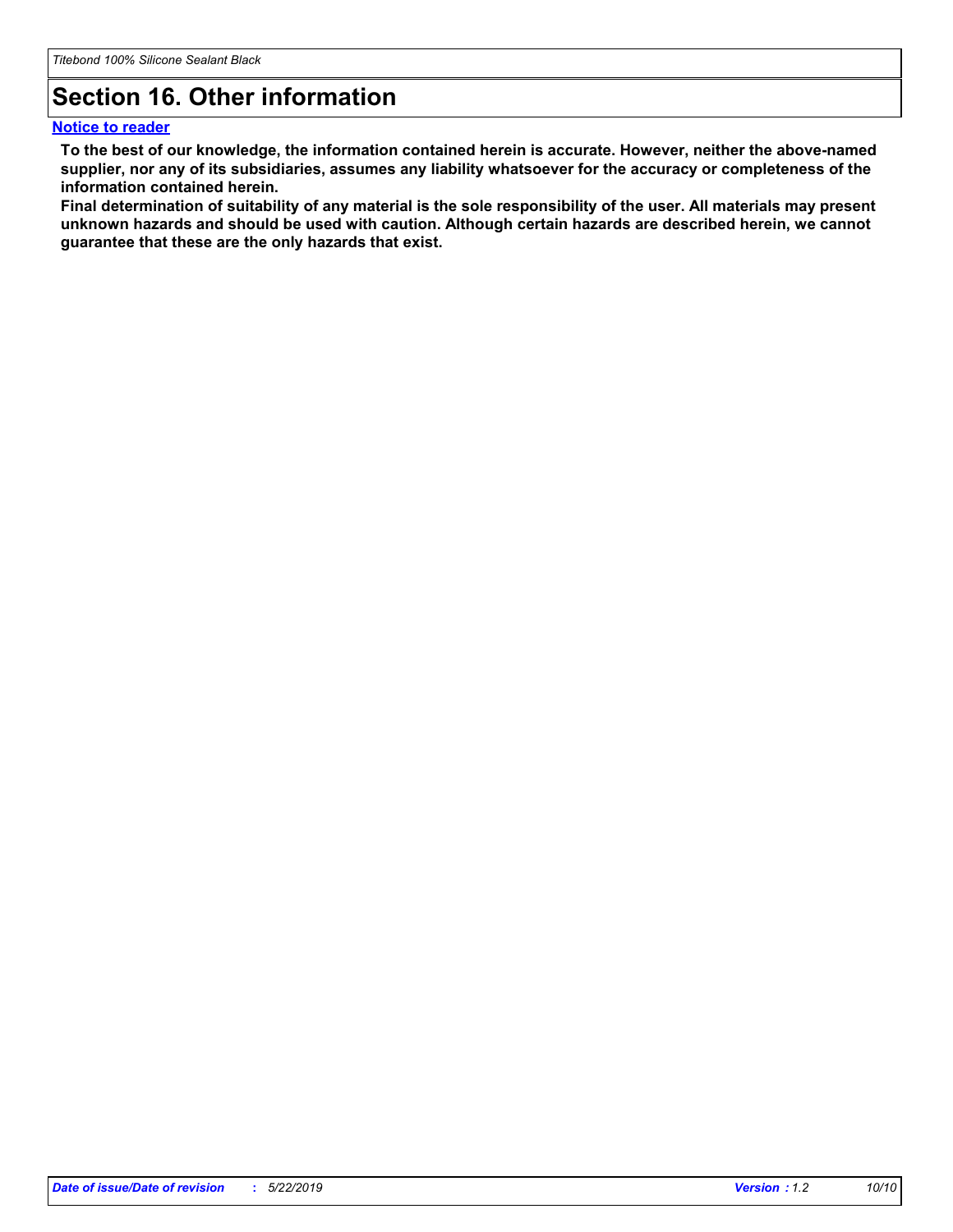# Section 16. Other information

**Notice to reader**

**To the best of our knowledge, the information contained herein is accurate. However, neither the above-named supplier, nor any of its subsidiaries, assumes any liability whatsoever for the accuracy or completeness of the information contained herein.**

**Final determination of suitability of any material is the sole responsibility of the user. All materials may present unknown hazards and should be used with caution. Although certain hazards are described herein, we cannot guarantee that these are the only hazards that exist.**